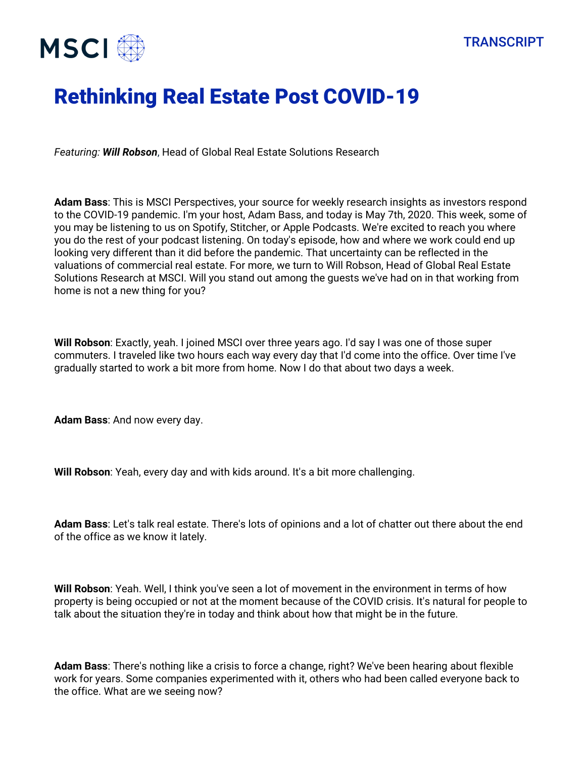# Rethinking Real Estate Post COVID-19

*Featuring:* ***Will Robson***, Head of Global Real Estate Solutions Research

**Adam Bass**: This is MSCI Perspectives, your source for weekly research insights as investors respond to the COVID-19 pandemic. I'm your host, Adam Bass, and today is May 7th, 2020. This week, some of you may be listening to us on Spotify, Stitcher, or Apple Podcasts. We're excited to reach you where you do the rest of your podcast listening. On today's episode, how and where we work could end up looking very different than it did before the pandemic. That uncertainty can be reflected in the valuations of commercial real estate. For more, we turn to Will Robson, Head of Global Real Estate Solutions Research at MSCI. Will you stand out among the guests we've had on in that working from home is not a new thing for you?

**Will Robson**: Exactly, yeah. I joined MSCI over three years ago. I'd say I was one of those super commuters. I traveled like two hours each way every day that I'd come into the office. Over time I've gradually started to work a bit more from home. Now I do that about two days a week.

**Adam Bass**: And now every day.

**Will Robson**: Yeah, every day and with kids around. It's a bit more challenging.

**Adam Bass**: Let's talk real estate. There's lots of opinions and a lot of chatter out there about the end of the office as we know it lately.

**Will Robson**: Yeah. Well, I think you've seen a lot of movement in the environment in terms of how property is being occupied or not at the moment because of the COVID crisis. It's natural for people to talk about the situation they're in today and think about how that might be in the future.

**Adam Bass**: There's nothing like a crisis to force a change, right? We've been hearing about flexible work for years. Some companies experimented with it, others who had been called everyone back to the office. What are we seeing now?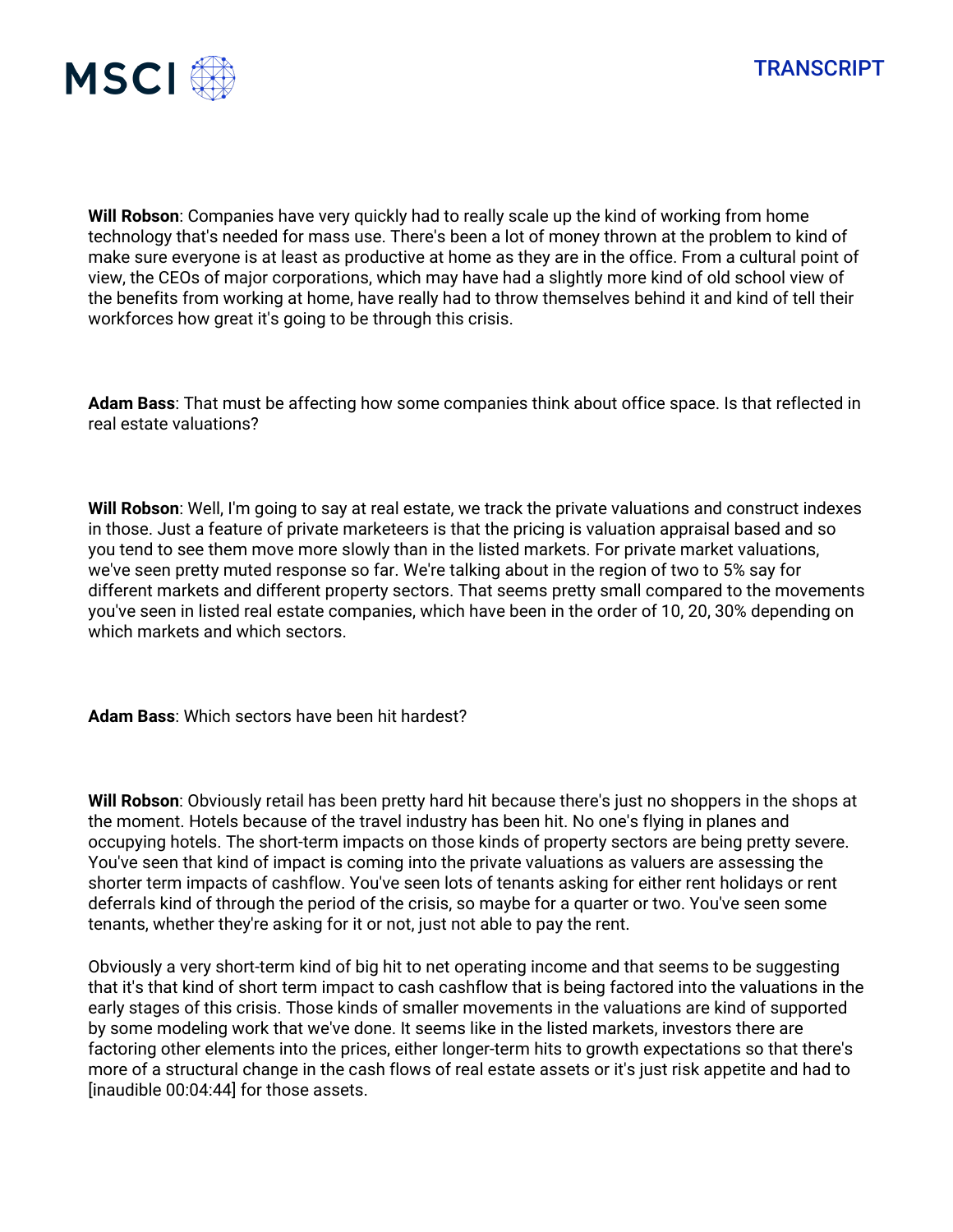**Will Robson**: Companies have very quickly had to really scale up the kind of working from home technology that's needed for mass use. There's been a lot of money thrown at the problem to kind of make sure everyone is at least as productive at home as they are in the office. From a cultural point of view, the CEOs of major corporations, which may have had a slightly more kind of old school view of the benefits from working at home, have really had to throw themselves behind it and kind of tell their workforces how great it's going to be through this crisis.

**Adam Bass**: That must be affecting how some companies think about office space. Is that reflected in real estate valuations?

**Will Robson**: Well, I'm going to say at real estate, we track the private valuations and construct indexes in those. Just a feature of private marketeers is that the pricing is valuation appraisal based and so you tend to see them move more slowly than in the listed markets. For private market valuations, we've seen pretty muted response so far. We're talking about in the region of two to 5% say for different markets and different property sectors. That seems pretty small compared to the movements you've seen in listed real estate companies, which have been in the order of 10, 20, 30% depending on which markets and which sectors.

**Adam Bass**: Which sectors have been hit hardest?

**Will Robson**: Obviously retail has been pretty hard hit because there's just no shoppers in the shops at the moment. Hotels because of the travel industry has been hit. No one's flying in planes and occupying hotels. The short-term impacts on those kinds of property sectors are being pretty severe. You've seen that kind of impact is coming into the private valuations as valuers are assessing the shorter term impacts of cashflow. You've seen lots of tenants asking for either rent holidays or rent deferrals kind of through the period of the crisis, so maybe for a quarter or two. You've seen some tenants, whether they're asking for it or not, just not able to pay the rent.

Obviously a very short-term kind of big hit to net operating income and that seems to be suggesting that it's that kind of short term impact to cash cashflow that is being factored into the valuations in the early stages of this crisis. Those kinds of smaller movements in the valuations are kind of supported by some modeling work that we've done. It seems like in the listed markets, investors there are factoring other elements into the prices, either longer-term hits to growth expectations so that there's more of a structural change in the cash flows of real estate assets or it's just risk appetite and had to [inaudible 00:04:44] for those assets.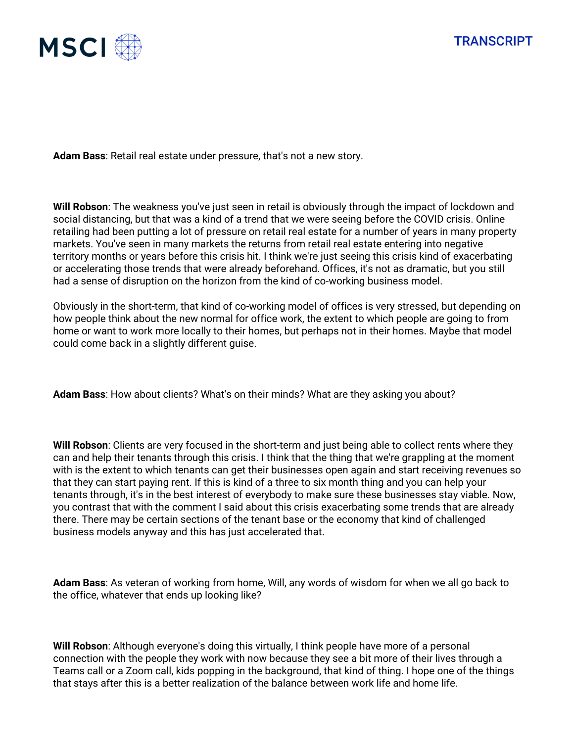**Adam Bass**: Retail real estate under pressure, that's not a new story.

**Will Robson**: The weakness you've just seen in retail is obviously through the impact of lockdown and social distancing, but that was a kind of a trend that we were seeing before the COVID crisis. Online retailing had been putting a lot of pressure on retail real estate for a number of years in many property markets. You've seen in many markets the returns from retail real estate entering into negative territory months or years before this crisis hit. I think we're just seeing this crisis kind of exacerbating or accelerating those trends that were already beforehand. Offices, it's not as dramatic, but you still had a sense of disruption on the horizon from the kind of co-working business model.

Obviously in the short-term, that kind of co-working model of offices is very stressed, but depending on how people think about the new normal for office work, the extent to which people are going to from home or want to work more locally to their homes, but perhaps not in their homes. Maybe that model could come back in a slightly different guise.

**Adam Bass**: How about clients? What's on their minds? What are they asking you about?

**Will Robson**: Clients are very focused in the short-term and just being able to collect rents where they can and help their tenants through this crisis. I think that the thing that we're grappling at the moment with is the extent to which tenants can get their businesses open again and start receiving revenues so that they can start paying rent. If this is kind of a three to six month thing and you can help your tenants through, it's in the best interest of everybody to make sure these businesses stay viable. Now, you contrast that with the comment I said about this crisis exacerbating some trends that are already there. There may be certain sections of the tenant base or the economy that kind of challenged business models anyway and this has just accelerated that.

**Adam Bass**: As veteran of working from home, Will, any words of wisdom for when we all go back to the office, whatever that ends up looking like?

**Will Robson**: Although everyone's doing this virtually, I think people have more of a personal connection with the people they work with now because they see a bit more of their lives through a Teams call or a Zoom call, kids popping in the background, that kind of thing. I hope one of the things that stays after this is a better realization of the balance between work life and home life.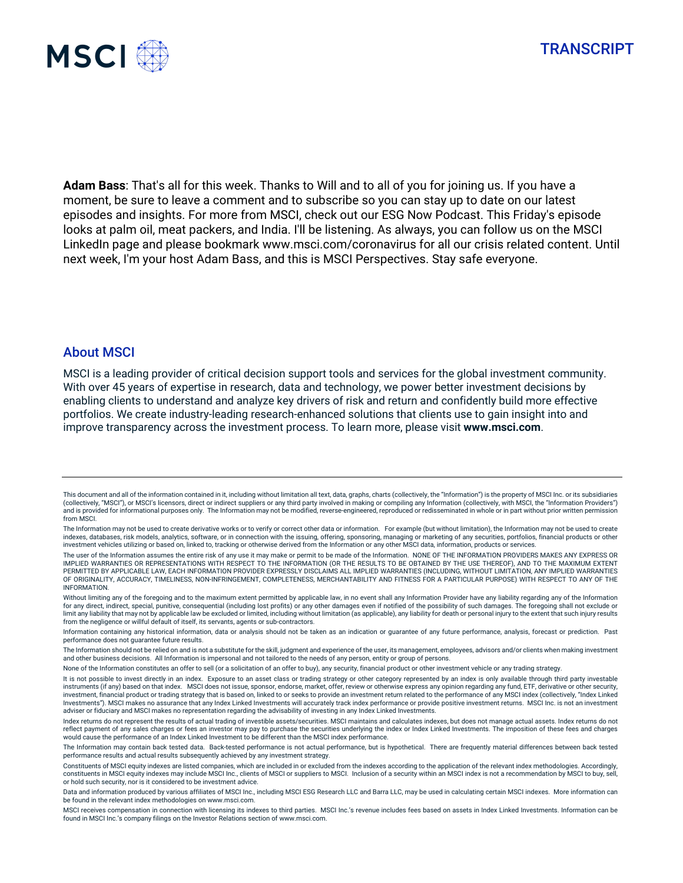**Adam Bass**: That's all for this week. Thanks to Will and to all of you for joining us. If you have a moment, be sure to leave a comment and to subscribe so you can stay up to date on our latest episodes and insights. For more from MSCI, check out our ESG Now Podcast. This Friday's episode looks at palm oil, meat packers, and India. I'll be listening. As always, you can follow us on the MSCI LinkedIn page and please bookmark www.msci.com/coronavirus for all our crisis related content. Until next week, I'm your host Adam Bass, and this is MSCI Perspectives. Stay safe everyone.

## About MSCI

MSCI is a leading provider of critical decision support tools and services for the global investment community. With over 45 years of expertise in research, data and technology, we power better investment decisions by enabling clients to understand and analyze key drivers of risk and return and confidently build more effective portfolios. We create industry-leading research-enhanced solutions that clients use to gain insight into and improve transparency across the investment process. To learn more, please visit **www.msci.com**.

---

This document and all of the information contained in it, including without limitation all text, data, graphs, charts (collectively, the "Information") is the property of MSCI Inc. or its subsidiaries (collectively, "MSCI"), or MSCI's licensors, direct or indirect suppliers or any third party involved in making or compiling any Information (collectively, with MSCI, the "Information Providers") and is provided for informational purposes only. The Information may not be modified, reverse-engineered, reproduced or redisseminated in whole or in part without prior written permission from MSCI.

The Information may not be used to create derivative works or to verify or correct other data or information. For example (but without limitation), the Information may not be used to create indexes, databases, risk models, analytics, software, or in connection with the issuing, offering, sponsoring, managing or marketing of any securities, portfolios, financial products or other investment vehicles utilizing or based on, linked to, tracking or otherwise derived from the Information or any other MSCI data, information, products or services.

The user of the Information assumes the entire risk of any use it may make or permit to be made of the Information. NONE OF THE INFORMATION PROVIDERS MAKES ANY EXPRESS OR IMPLIED WARRANTIES OR REPRESENTATIONS WITH RESPECT TO THE INFORMATION (OR THE RESULTS TO BE OBTAINED BY THE USE THEREOF), AND TO THE MAXIMUM EXTENT PERMITTED BY APPLICABLE LAW, EACH INFORMATION PROVIDER EXPRESSLY DISCLAIMS ALL IMPLIED WARRANTIES (INCLUDING, WITHOUT LIMITATION, ANY IMPLIED WARRANTIES OF ORIGINALITY, ACCURACY, TIMELINESS, NON-INFRINGEMENT, COMPLETENESS, MERCHANTABILITY AND FITNESS FOR A PARTICULAR PURPOSE) WITH RESPECT TO ANY OF THE INFORMATION.

Without limiting any of the foregoing and to the maximum extent permitted by applicable law, in no event shall any Information Provider have any liability regarding any of the Information for any direct, indirect, special, punitive, consequential (including lost profits) or any other damages even if notified of the possibility of such damages. The foregoing shall not exclude or limit any liability that may not by applicable law be excluded or limited, including without limitation (as applicable), any liability for death or personal injury to the extent that such injury results from the negligence or willful default of itself, its servants, agents or sub-contractors.

Information containing any historical information, data or analysis should not be taken as an indication or guarantee of any future performance, analysis, forecast or prediction. Past performance does not guarantee future results.

The Information should not be relied on and is not a substitute for the skill, judgment and experience of the user, its management, employees, advisors and/or clients when making investment and other business decisions. All Information is impersonal and not tailored to the needs of any person, entity or group of persons.

None of the Information constitutes an offer to sell (or a solicitation of an offer to buy), any security, financial product or other investment vehicle or any trading strategy.

It is not possible to invest directly in an index. Exposure to an asset class or trading strategy or other category represented by an index is only available through third party investable instruments (if any) based on that index. MSCI does not issue, sponsor, endorse, market, offer, review or otherwise express any opinion regarding any fund, ETF, derivative or other security, investment, financial product or trading strategy that is based on, linked to or seeks to provide an investment return related to the performance of any MSCI index (collectively, "Index Linked Investments"). MSCI makes no assurance that any Index Linked Investments will accurately track index performance or provide positive investment returns. MSCI Inc. is not an investment adviser or fiduciary and MSCI makes no representation regarding the advisability of investing in any Index Linked Investments.

Index returns do not represent the results of actual trading of investible assets/securities. MSCI maintains and calculates indexes, but does not manage actual assets. Index returns do not reflect payment of any sales charges or fees an investor may pay to purchase the securities underlying the index or Index Linked Investments. The imposition of these fees and charges would cause the performance of an Index Linked Investment to be different than the MSCI index performance.

The Information may contain back tested data. Back-tested performance is not actual performance, but is hypothetical. There are frequently material differences between back tested performance results and actual results subsequently achieved by any investment strategy.

Constituents of MSCI equity indexes are listed companies, which are included in or excluded from the indexes according to the application of the relevant index methodologies. Accordingly, constituents in MSCI equity indexes may include MSCI Inc., clients of MSCI or suppliers to MSCI. Inclusion of a security within an MSCI index is not a recommendation by MSCI to buy, sell, or hold such security, nor is it considered to be investment advice.

Data and information produced by various affiliates of MSCI Inc., including MSCI ESG Research LLC and Barra LLC, may be used in calculating certain MSCI indexes. More information can be found in the relevant index methodologies on www.msci.com.

MSCI receives compensation in connection with licensing its indexes to third parties. MSCI Inc.'s revenue includes fees based on assets in Index Linked Investments. Information can be found in MSCI Inc.'s company filings on the Investor Relations section of www.msci.com.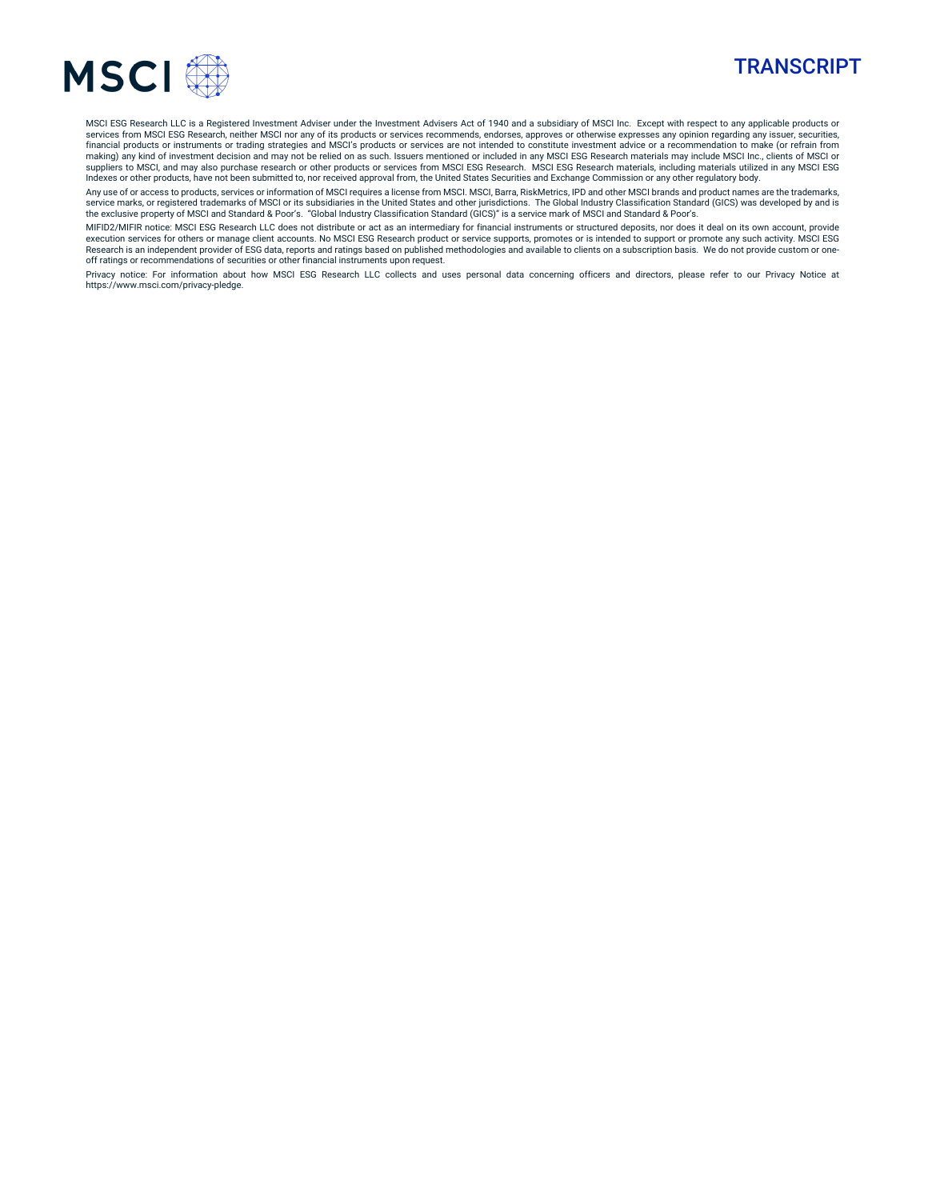MSCI ESG Research LLC is a Registered Investment Adviser under the Investment Advisers Act of 1940 and a subsidiary of MSCI Inc. Except with respect to any applicable products or services from MSCI ESG Research, neither MSCI nor any of its products or services recommends, endorses, approves or otherwise expresses any opinion regarding any issuer, securities, financial products or instruments or trading strategies and MSCI's products or services are not intended to constitute investment advice or a recommendation to make (or refrain from making) any kind of investment decision and may not be relied on as such. Issuers mentioned or included in any MSCI ESG Research materials may include MSCI Inc., clients of MSCI or suppliers to MSCI, and may also purchase research or other products or services from MSCI ESG Research. MSCI ESG Research materials, including materials utilized in any MSCI ESG Indexes or other products, have not been submitted to, nor received approval from, the United States Securities and Exchange Commission or any other regulatory body.

Any use of or access to products, services or information of MSCI requires a license from MSCI. MSCI, Barra, RiskMetrics, IPD and other MSCI brands and product names are the trademarks, service marks, or registered trademarks of MSCI or its subsidiaries in the United States and other jurisdictions. The Global Industry Classification Standard (GICS) was developed by and is the exclusive property of MSCI and Standard & Poor's. "Global Industry Classification Standard (GICS)" is a service mark of MSCI and Standard & Poor's.

MIFID2/MIFIR notice: MSCI ESG Research LLC does not distribute or act as an intermediary for financial instruments or structured deposits, nor does it deal on its own account, provide execution services for others or manage client accounts. No MSCI ESG Research product or service supports, promotes or is intended to support or promote any such activity. MSCI ESG Research is an independent provider of ESG data, reports and ratings based on published methodologies and available to clients on a subscription basis. We do not provide custom or one-off ratings or recommendations of securities or other financial instruments upon request.

Privacy notice: For information about how MSCI ESG Research LLC collects and uses personal data concerning officers and directors, please refer to our Privacy Notice at https://www.msci.com/privacy-pledge.